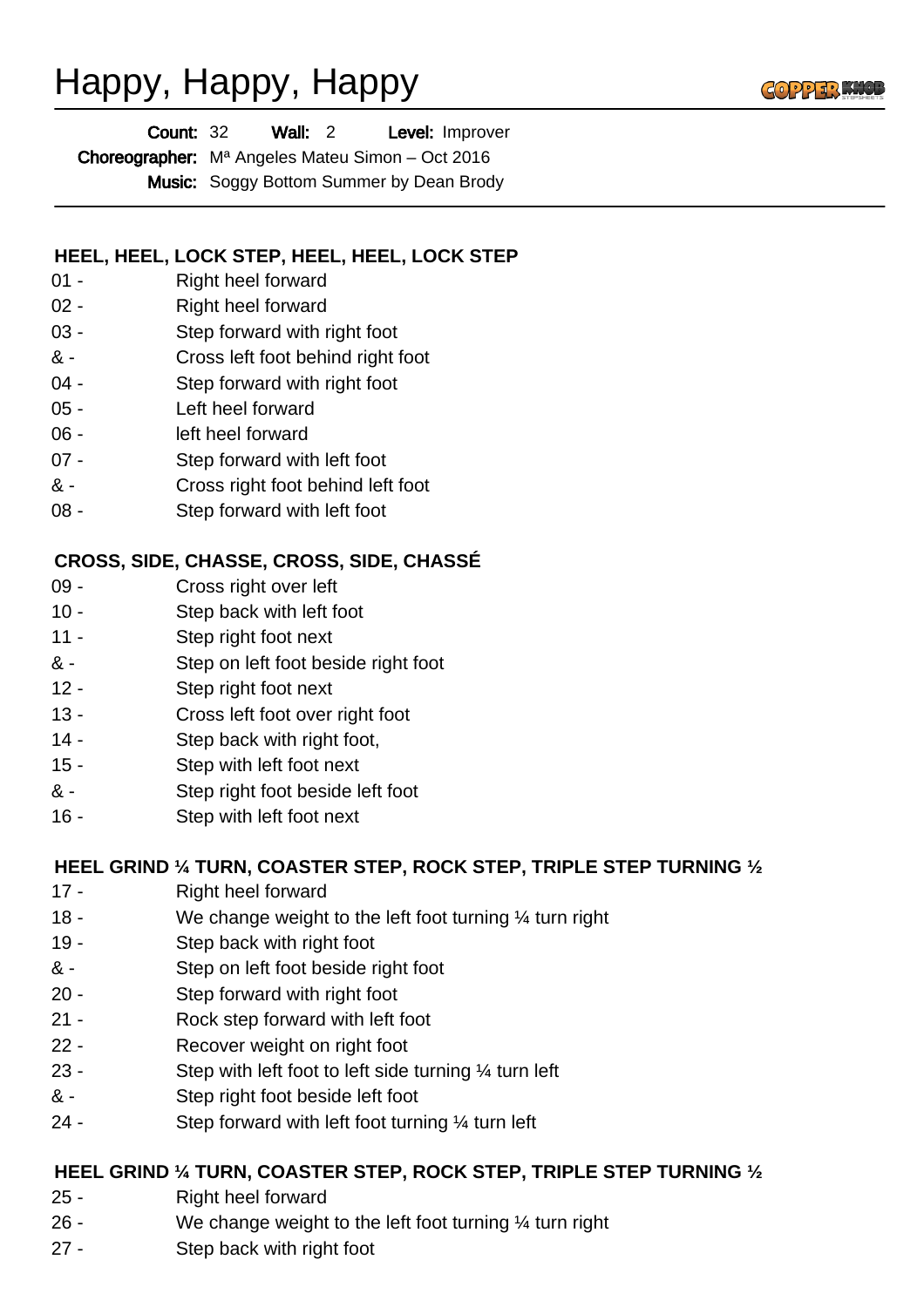# Happy, Happy, Happy

**Count:** 32 **Wall:** 2 **Level:** Improver

**Choreographer:** Mª Angeles Mateu Simon – Oct 2016

**Music:** Soggy Bottom Summer by Dean Brody

---

**HEEL, HEEL, LOCK STEP, HEEL, HEEL, LOCK STEP**

01 - Right heel forward
02 - Right heel forward
03 - Step forward with right foot
& - Cross left foot behind right foot
04 - Step forward with right foot
05 - Left heel forward
06 - left heel forward
07 - Step forward with left foot
& - Cross right foot behind left foot
08 - Step forward with left foot

**CROSS, SIDE, CHASSE, CROSS, SIDE, CHASSÉ**

09 - Cross right over left
10 - Step back with left foot
11 - Step right foot next
& - Step on left foot beside right foot
12 - Step right foot next
13 - Cross left foot over right foot
14 - Step back with right foot,
15 - Step with left foot next
& - Step right foot beside left foot
16 - Step with left foot next

**HEEL GRIND ¼ TURN, COASTER STEP, ROCK STEP, TRIPLE STEP TURNING ½**

17 - Right heel forward
18 - We change weight to the left foot turning ¼ turn right
19 - Step back with right foot
& - Step on left foot beside right foot
20 - Step forward with right foot
21 - Rock step forward with left foot
22 - Recover weight on right foot
23 - Step with left foot to left side turning ¼ turn left
& - Step right foot beside left foot
24 - Step forward with left foot turning ¼ turn left

**HEEL GRIND ¼ TURN, COASTER STEP, ROCK STEP, TRIPLE STEP TURNING ½**

25 - Right heel forward
26 - We change weight to the left foot turning ¼ turn right
27 - Step back with right foot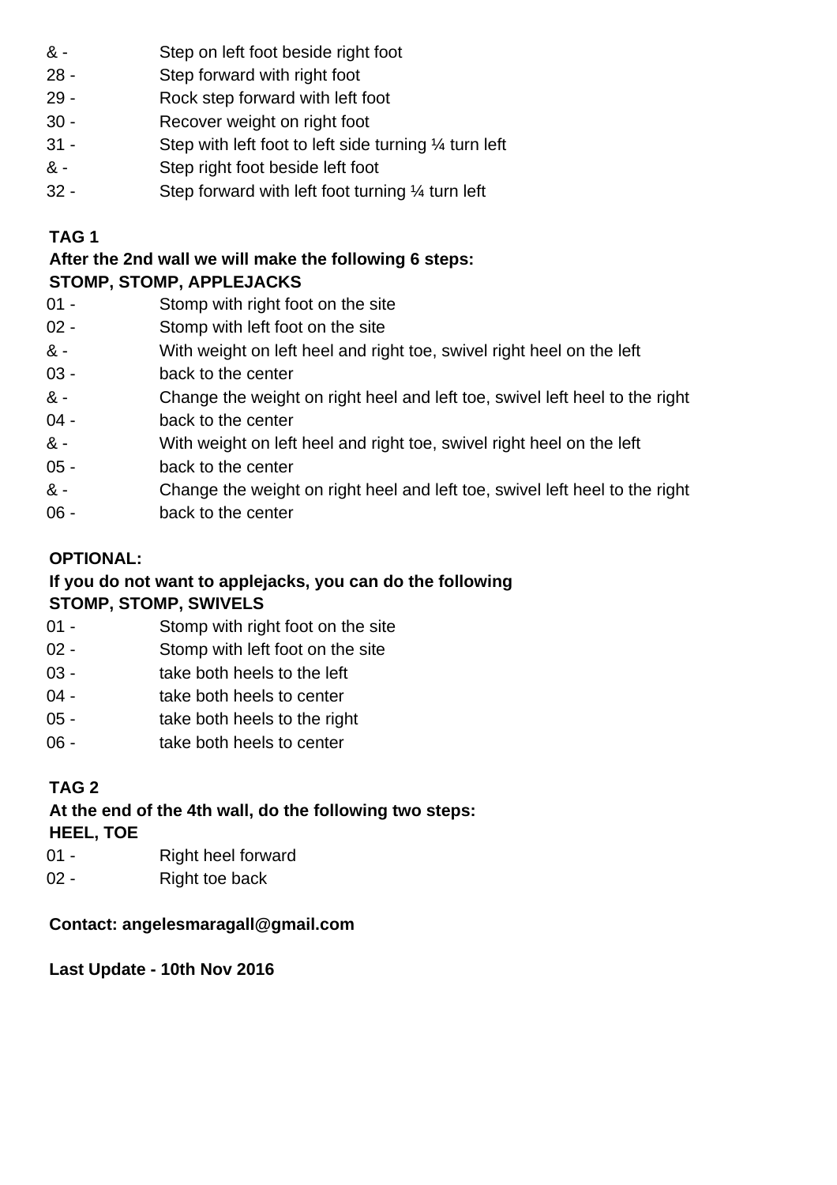& - Step on left foot beside right foot
28 - Step forward with right foot
29 - Rock step forward with left foot
30 - Recover weight on right foot
31 - Step with left foot to left side turning ¼ turn left
& - Step right foot beside left foot
32 - Step forward with left foot turning ¼ turn left

**TAG 1**
**After the 2nd wall we will make the following 6 steps:**
**STOMP, STOMP, APPLEJACKS**

01 - Stomp with right foot on the site
02 - Stomp with left foot on the site
& - With weight on left heel and right toe, swivel right heel on the left
03 - back to the center
& - Change the weight on right heel and left toe, swivel left heel to the right
04 - back to the center
& - With weight on left heel and right toe, swivel right heel on the left
05 - back to the center
& - Change the weight on right heel and left toe, swivel left heel to the right
06 - back to the center

**OPTIONAL:**
**If you do not want to applejacks, you can do the following**
**STOMP, STOMP, SWIVELS**

01 - Stomp with right foot on the site
02 - Stomp with left foot on the site
03 - take both heels to the left
04 - take both heels to center
05 - take both heels to the right
06 - take both heels to center

**TAG 2**
**At the end of the 4th wall, do the following two steps:**
**HEEL, TOE**

01 - Right heel forward
02 - Right toe back

**Contact: angelesmaragall@gmail.com**

**Last Update - 10th Nov 2016**